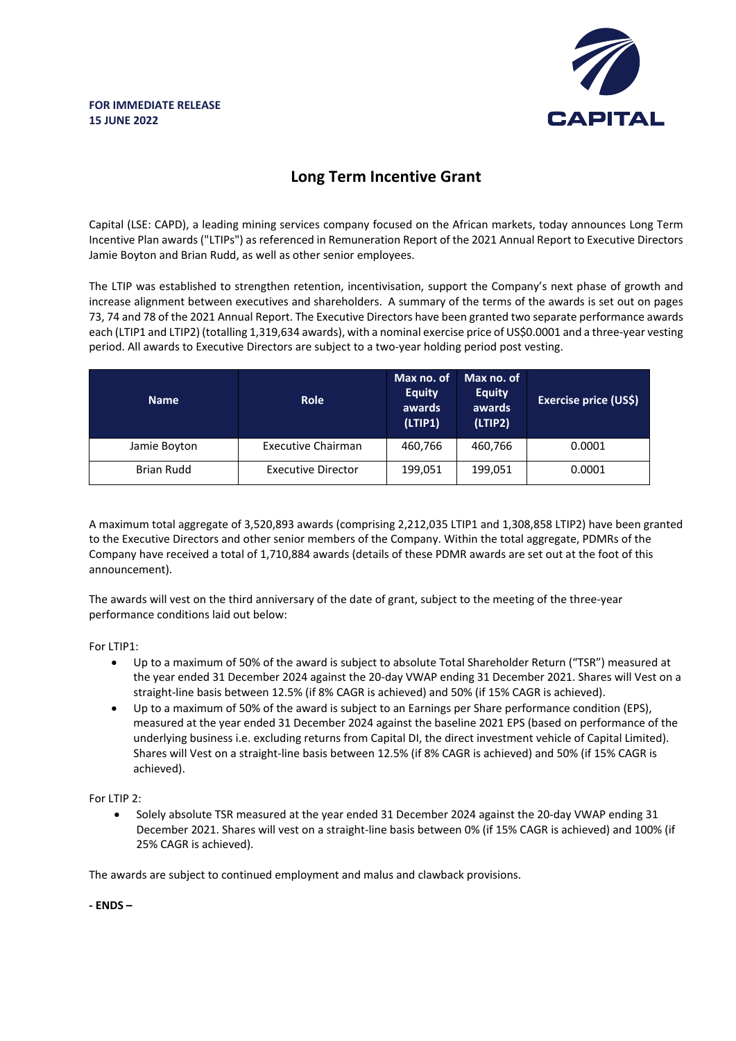**FOR IMMEDIATE RELEASE**
**15 JUNE 2022**

# Long Term Incentive Grant

Capital (LSE: CAPD), a leading mining services company focused on the African markets, today announces Long Term Incentive Plan awards ("LTIPs") as referenced in Remuneration Report of the 2021 Annual Report to Executive Directors Jamie Boyton and Brian Rudd, as well as other senior employees.

The LTIP was established to strengthen retention, incentivisation, support the Company's next phase of growth and increase alignment between executives and shareholders. A summary of the terms of the awards is set out on pages 73, 74 and 78 of the 2021 Annual Report. The Executive Directors have been granted two separate performance awards each (LTIP1 and LTIP2) (totalling 1,319,634 awards), with a nominal exercise price of US$0.0001 and a three-year vesting period. All awards to Executive Directors are subject to a two-year holding period post vesting.

| Name | Role | Max no. of Equity awards (LTIP1) | Max no. of Equity awards (LTIP2) | Exercise price (US$) |
|---|---|---|---|---|
| Jamie Boyton | Executive Chairman | 460,766 | 460,766 | 0.0001 |
| Brian Rudd | Executive Director | 199,051 | 199,051 | 0.0001 |

A maximum total aggregate of 3,520,893 awards (comprising 2,212,035 LTIP1 and 1,308,858 LTIP2) have been granted to the Executive Directors and other senior members of the Company. Within the total aggregate, PDMRs of the Company have received a total of 1,710,884 awards (details of these PDMR awards are set out at the foot of this announcement).

The awards will vest on the third anniversary of the date of grant, subject to the meeting of the three-year performance conditions laid out below:

For LTIP1:

- Up to a maximum of 50% of the award is subject to absolute Total Shareholder Return ("TSR") measured at the year ended 31 December 2024 against the 20-day VWAP ending 31 December 2021. Shares will Vest on a straight-line basis between 12.5% (if 8% CAGR is achieved) and 50% (if 15% CAGR is achieved).
- Up to a maximum of 50% of the award is subject to an Earnings per Share performance condition (EPS), measured at the year ended 31 December 2024 against the baseline 2021 EPS (based on performance of the underlying business i.e. excluding returns from Capital DI, the direct investment vehicle of Capital Limited). Shares will Vest on a straight-line basis between 12.5% (if 8% CAGR is achieved) and 50% (if 15% CAGR is achieved).

For LTIP 2:

- Solely absolute TSR measured at the year ended 31 December 2024 against the 20-day VWAP ending 31 December 2021. Shares will vest on a straight-line basis between 0% (if 15% CAGR is achieved) and 100% (if 25% CAGR is achieved).

The awards are subject to continued employment and malus and clawback provisions.

**- ENDS –**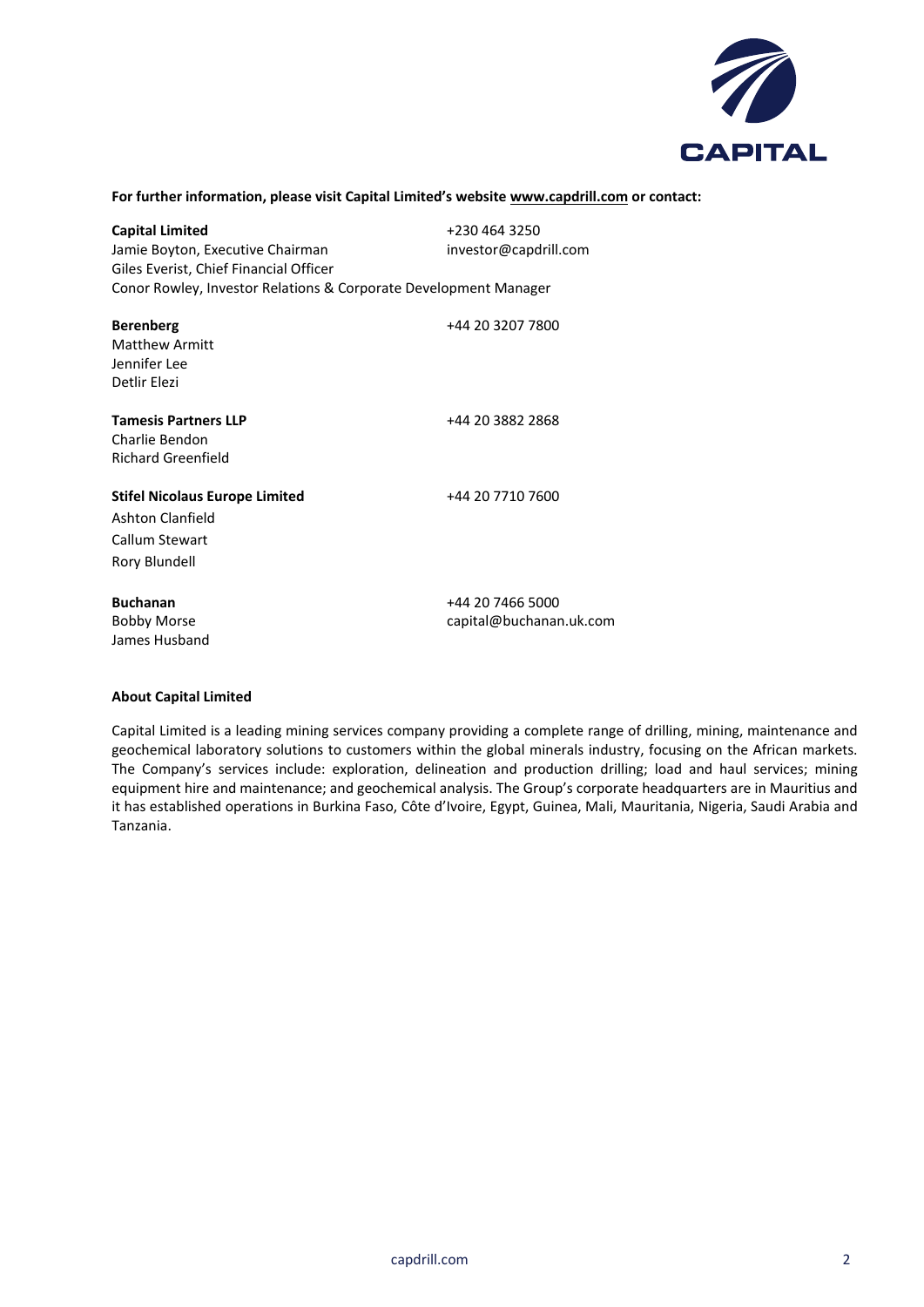**For further information, please visit Capital Limited's website www.capdrill.com or contact:**

| | |
|---|---|
| **Capital Limited** | +230 464 3250 |
| Jamie Boyton, Executive Chairman | investor@capdrill.com |
| Giles Everist, Chief Financial Officer | |
| Conor Rowley, Investor Relations & Corporate Development Manager | |
| | |
| **Berenberg** | +44 20 3207 7800 |
| Matthew Armitt | |
| Jennifer Lee | |
| Detlir Elezi | |
| | |
| **Tamesis Partners LLP** | +44 20 3882 2868 |
| Charlie Bendon | |
| Richard Greenfield | |
| | |
| **Stifel Nicolaus Europe Limited** | +44 20 7710 7600 |
| Ashton Clanfield | |
| Callum Stewart | |
| Rory Blundell | |
| | |
| **Buchanan** | +44 20 7466 5000 |
| Bobby Morse | capital@buchanan.uk.com |
| James Husband | |

**About Capital Limited**

Capital Limited is a leading mining services company providing a complete range of drilling, mining, maintenance and geochemical laboratory solutions to customers within the global minerals industry, focusing on the African markets. The Company's services include: exploration, delineation and production drilling; load and haul services; mining equipment hire and maintenance; and geochemical analysis. The Group's corporate headquarters are in Mauritius and it has established operations in Burkina Faso, Côte d'Ivoire, Egypt, Guinea, Mali, Mauritania, Nigeria, Saudi Arabia and Tanzania.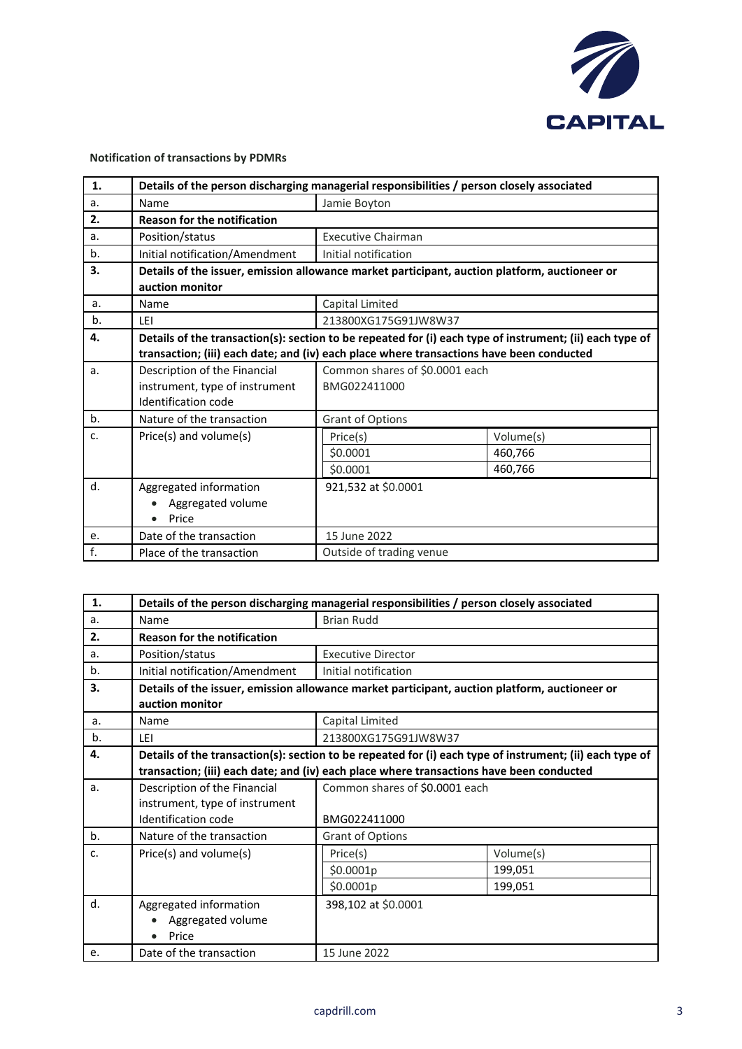**Notification of transactions by PDMRs**

| 1. | Details of the person discharging managerial responsibilities / person closely associated | |
|---|---|---|
| a. | Name | Jamie Boyton |
| **2.** | **Reason for the notification** | |
| a. | Position/status | Executive Chairman |
| b. | Initial notification/Amendment | Initial notification |
| **3.** | **Details of the issuer, emission allowance market participant, auction platform, auctioneer or auction monitor** | |
| a. | Name | Capital Limited |
| b. | LEI | 213800XG175G91JW8W37 |
| **4.** | **Details of the transaction(s): section to be repeated for (i) each type of instrument; (ii) each type of transaction; (iii) each date; and (iv) each place where transactions have been conducted** | |
| a. | Description of the Financial instrument, type of instrument Identification code | Common shares of $0.0001 each<br>BMG022411000 |
| b. | Nature of the transaction | Grant of Options |
| c. | Price(s) and volume(s) | Price(s): $0.0001 — Volume(s): 460,766<br>Price(s): $0.0001 — Volume(s): 460,766 |
| d. | Aggregated information<br>• Aggregated volume<br>• Price | 921,532 at $0.0001 |
| e. | Date of the transaction | 15 June 2022 |
| f. | Place of the transaction | Outside of trading venue |

| 1. | Details of the person discharging managerial responsibilities / person closely associated | |
|---|---|---|
| a. | Name | Brian Rudd |
| **2.** | **Reason for the notification** | |
| a. | Position/status | Executive Director |
| b. | Initial notification/Amendment | Initial notification |
| **3.** | **Details of the issuer, emission allowance market participant, auction platform, auctioneer or auction monitor** | |
| a. | Name | Capital Limited |
| b. | LEI | 213800XG175G91JW8W37 |
| **4.** | **Details of the transaction(s): section to be repeated for (i) each type of instrument; (ii) each type of transaction; (iii) each date; and (iv) each place where transactions have been conducted** | |
| a. | Description of the Financial instrument, type of instrument Identification code | Common shares of $0.0001 each<br>BMG022411000 |
| b. | Nature of the transaction | Grant of Options |
| c. | Price(s) and volume(s) | Price(s): $0.0001p — Volume(s): 199,051<br>Price(s): $0.0001p — Volume(s): 199,051 |
| d. | Aggregated information<br>• Aggregated volume<br>• Price | 398,102 at $0.0001 |
| e. | Date of the transaction | 15 June 2022 |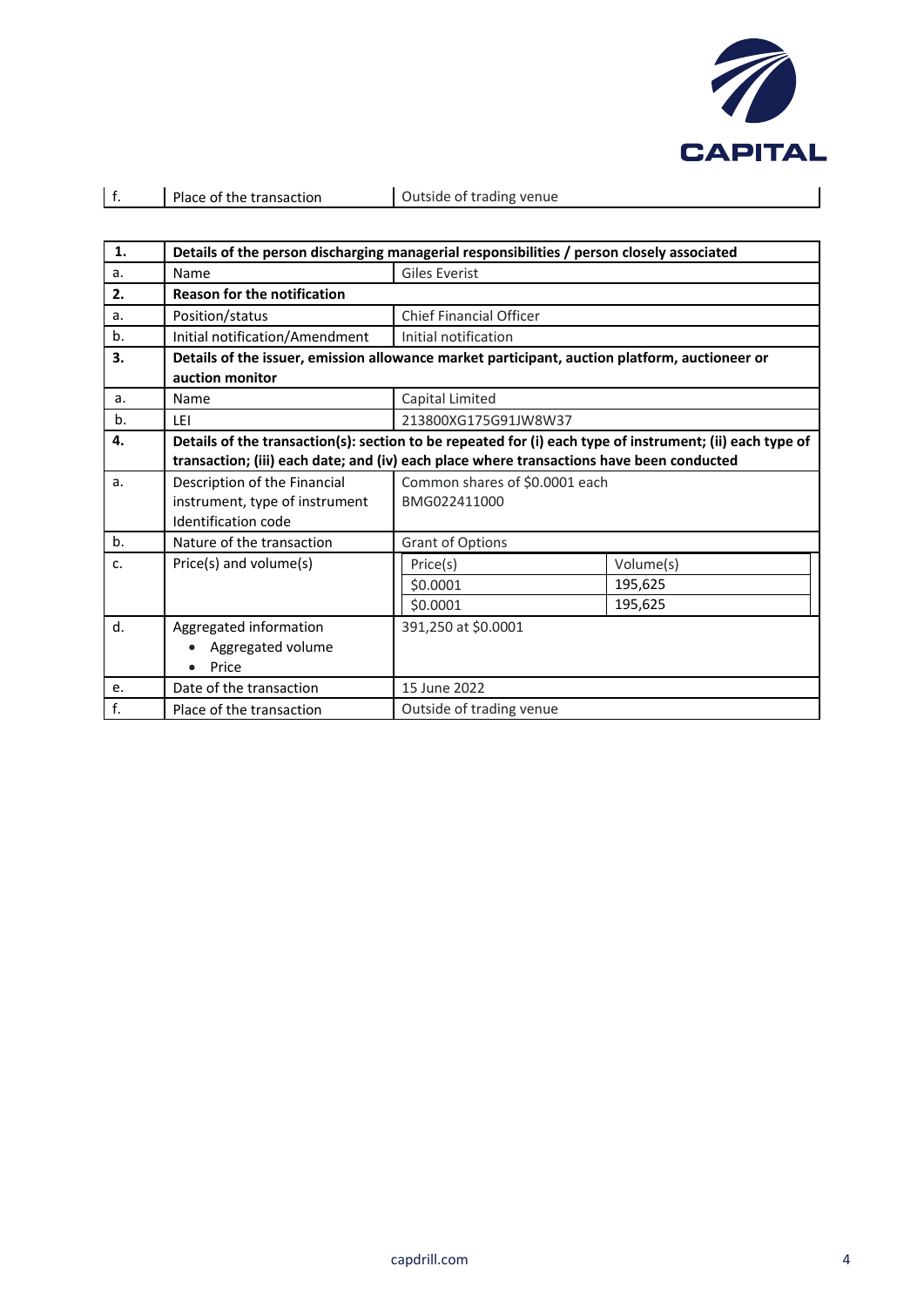| | | |
|---|---|---|
| f. | Place of the transaction | Outside of trading venue |

| | | | |
|---|---|---|---|
| **1.** | **Details of the person discharging managerial responsibilities / person closely associated** | | |
| a. | Name | Giles Everist | |
| **2.** | **Reason for the notification** | | |
| a. | Position/status | Chief Financial Officer | |
| b. | Initial notification/Amendment | Initial notification | |
| **3.** | **Details of the issuer, emission allowance market participant, auction platform, auctioneer or auction monitor** | | |
| a. | Name | Capital Limited | |
| b. | LEI | 213800XG175G91JW8W37 | |
| **4.** | **Details of the transaction(s): section to be repeated for (i) each type of instrument; (ii) each type of transaction; (iii) each date; and (iv) each place where transactions have been conducted** | | |
| a. | Description of the Financial instrument, type of instrument Identification code | Common shares of $0.0001 each BMG022411000 | |
| b. | Nature of the transaction | Grant of Options | |
| c. | Price(s) and volume(s) | Price(s) | Volume(s) |
| | | $0.0001 | 195,625 |
| | | $0.0001 | 195,625 |
| d. | Aggregated information <br>• Aggregated volume <br>• Price | 391,250 at $0.0001 | |
| e. | Date of the transaction | 15 June 2022 | |
| f. | Place of the transaction | Outside of trading venue | |